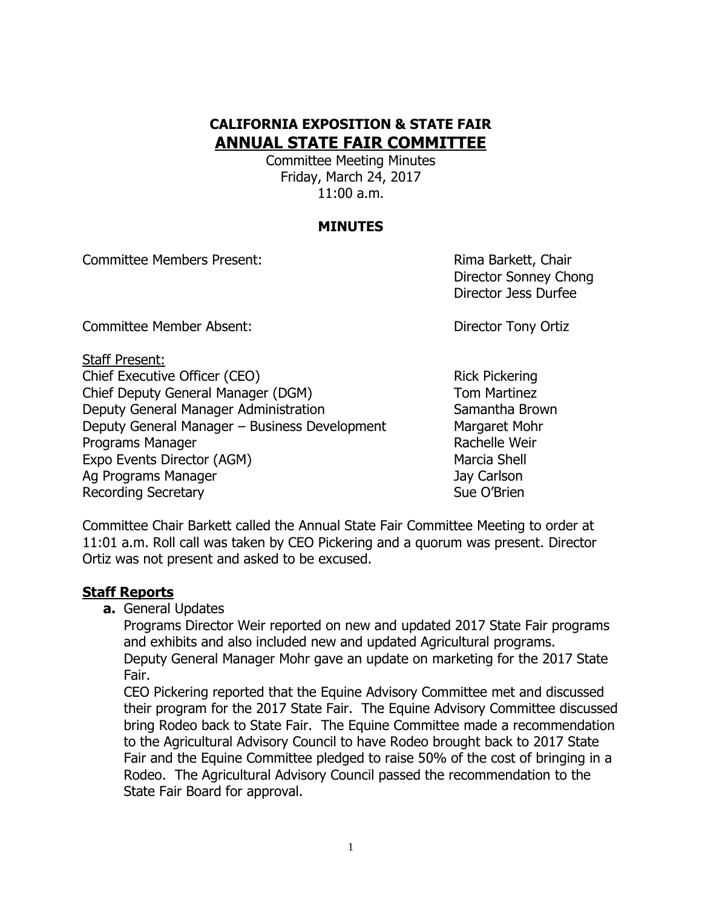# CALIFORNIA EXPOSITION & STATE FAIR
## ANNUAL STATE FAIR COMMITTEE

Committee Meeting Minutes
Friday, March 24, 2017
11:00 a.m.

### MINUTES

| | |
|---|---|
| Committee Members Present: | Rima Barkett, Chair<br>Director Sonney Chong<br>Director Jess Durfee |
| Committee Member Absent: | Director Tony Ortiz |

<u>Staff Present:</u>

| | |
|---|---|
| Chief Executive Officer (CEO) | Rick Pickering |
| Chief Deputy General Manager (DGM) | Tom Martinez |
| Deputy General Manager Administration | Samantha Brown |
| Deputy General Manager – Business Development | Margaret Mohr |
| Programs Manager | Rachelle Weir |
| Expo Events Director (AGM) | Marcia Shell |
| Ag Programs Manager | Jay Carlson |
| Recording Secretary | Sue O'Brien |

Committee Chair Barkett called the Annual State Fair Committee Meeting to order at 11:01 a.m. Roll call was taken by CEO Pickering and a quorum was present. Director Ortiz was not present and asked to be excused.

## Staff Reports

**a.** General Updates

Programs Director Weir reported on new and updated 2017 State Fair programs and exhibits and also included new and updated Agricultural programs.

Deputy General Manager Mohr gave an update on marketing for the 2017 State Fair.

CEO Pickering reported that the Equine Advisory Committee met and discussed their program for the 2017 State Fair. The Equine Advisory Committee discussed bring Rodeo back to State Fair. The Equine Committee made a recommendation to the Agricultural Advisory Council to have Rodeo brought back to 2017 State Fair and the Equine Committee pledged to raise 50% of the cost of bringing in a Rodeo. The Agricultural Advisory Council passed the recommendation to the State Fair Board for approval.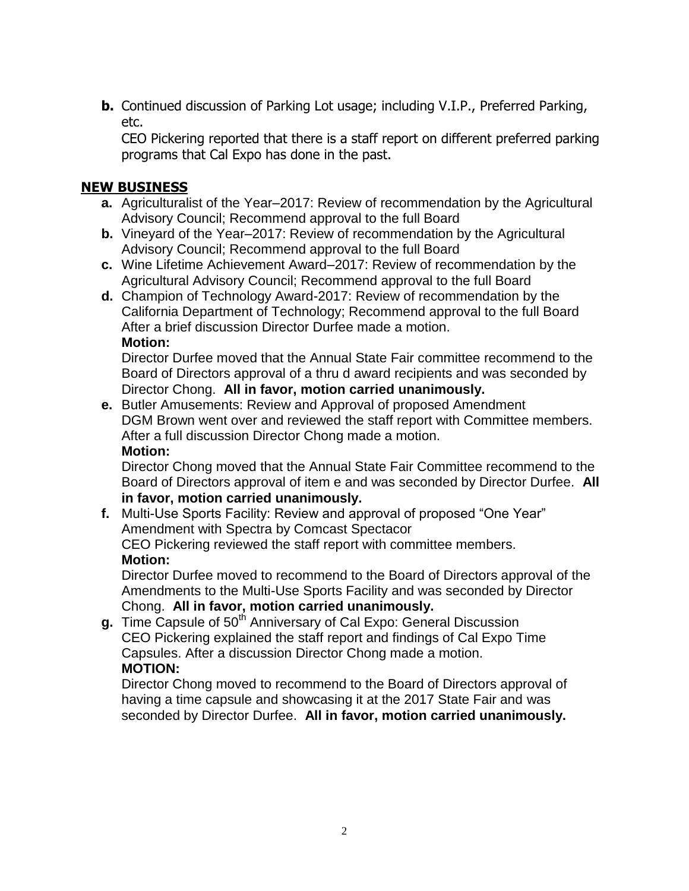**b.** Continued discussion of Parking Lot usage; including V.I.P., Preferred Parking, etc.
CEO Pickering reported that there is a staff report on different preferred parking programs that Cal Expo has done in the past.

## NEW BUSINESS

**a.** Agriculturalist of the Year–2017: Review of recommendation by the Agricultural Advisory Council; Recommend approval to the full Board

**b.** Vineyard of the Year–2017: Review of recommendation by the Agricultural Advisory Council; Recommend approval to the full Board

**c.** Wine Lifetime Achievement Award–2017: Review of recommendation by the Agricultural Advisory Council; Recommend approval to the full Board

**d.** Champion of Technology Award-2017: Review of recommendation by the California Department of Technology; Recommend approval to the full Board
After a brief discussion Director Durfee made a motion.
**Motion:**
Director Durfee moved that the Annual State Fair committee recommend to the Board of Directors approval of a thru d award recipients and was seconded by Director Chong. **All in favor, motion carried unanimously.**

**e.** Butler Amusements: Review and Approval of proposed Amendment
DGM Brown went over and reviewed the staff report with Committee members. After a full discussion Director Chong made a motion.
**Motion:**
Director Chong moved that the Annual State Fair Committee recommend to the Board of Directors approval of item e and was seconded by Director Durfee. **All in favor, motion carried unanimously.**

**f.** Multi-Use Sports Facility: Review and approval of proposed "One Year" Amendment with Spectra by Comcast Spectacor
CEO Pickering reviewed the staff report with committee members.
**Motion:**
Director Durfee moved to recommend to the Board of Directors approval of the Amendments to the Multi-Use Sports Facility and was seconded by Director Chong. **All in favor, motion carried unanimously.**

**g.** Time Capsule of 50th Anniversary of Cal Expo: General Discussion
CEO Pickering explained the staff report and findings of Cal Expo Time Capsules. After a discussion Director Chong made a motion.
**MOTION:**
Director Chong moved to recommend to the Board of Directors approval of having a time capsule and showcasing it at the 2017 State Fair and was seconded by Director Durfee. **All in favor, motion carried unanimously.**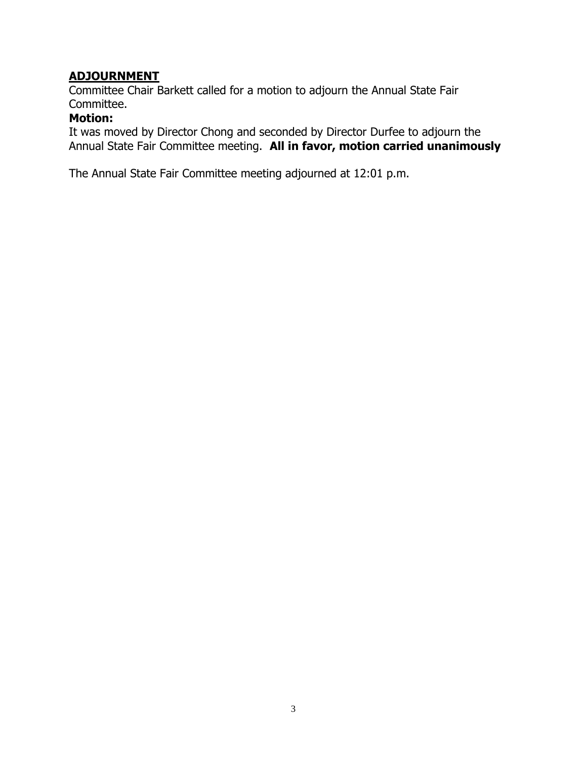**ADJOURNMENT**

Committee Chair Barkett called for a motion to adjourn the Annual State Fair Committee.

**Motion:**

It was moved by Director Chong and seconded by Director Durfee to adjourn the Annual State Fair Committee meeting. **All in favor, motion carried unanimously**

The Annual State Fair Committee meeting adjourned at 12:01 p.m.